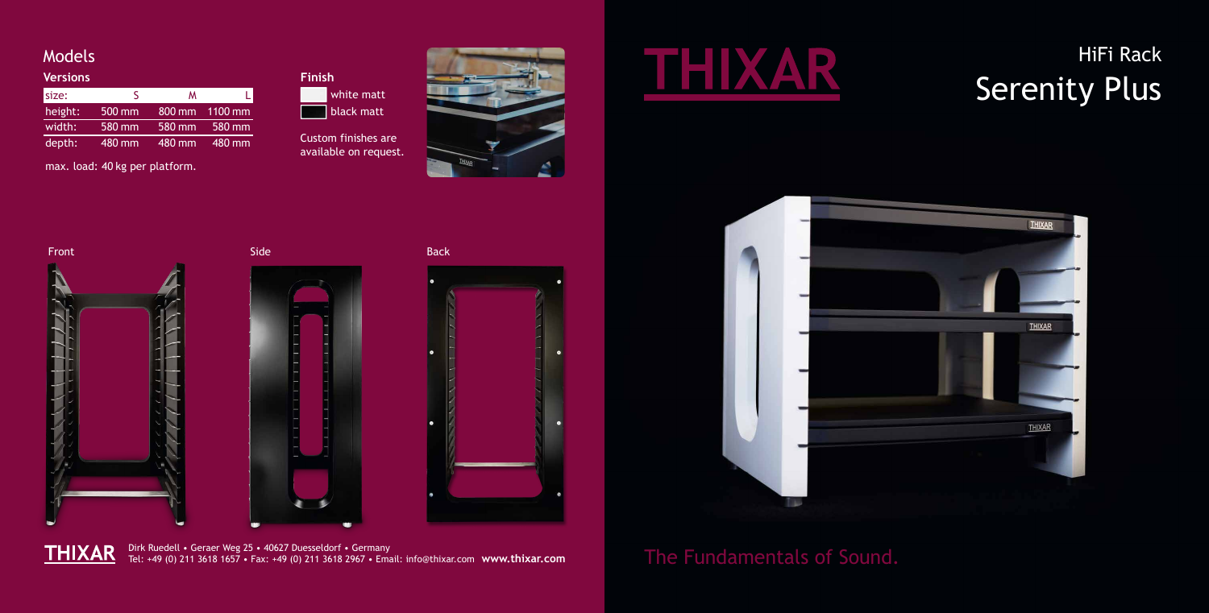# THIXAR

## HiFi Rack
# Serenity Plus

## Models

**Versions**

| size: | S | M | L |
|---|---|---|---|
| height: | 500 mm | 800 mm | 1100 mm |
| width: | 580 mm | 580 mm | 580 mm |
| depth: | 480 mm | 480 mm | 480 mm |

max. load: 40 kg per platform.

**Finish**

- white matt
- black matt

Custom finishes are available on request.

Front

Side

Back

The Fundamentals of Sound.

**THIXAR** Dirk Ruedell • Geraer Weg 25 • 40627 Duesseldorf • Germany
Tel: +49 (0) 211 3618 1657 • Fax: +49 (0) 211 3618 2967 • Email: info@thixar.com **www.thixar.com**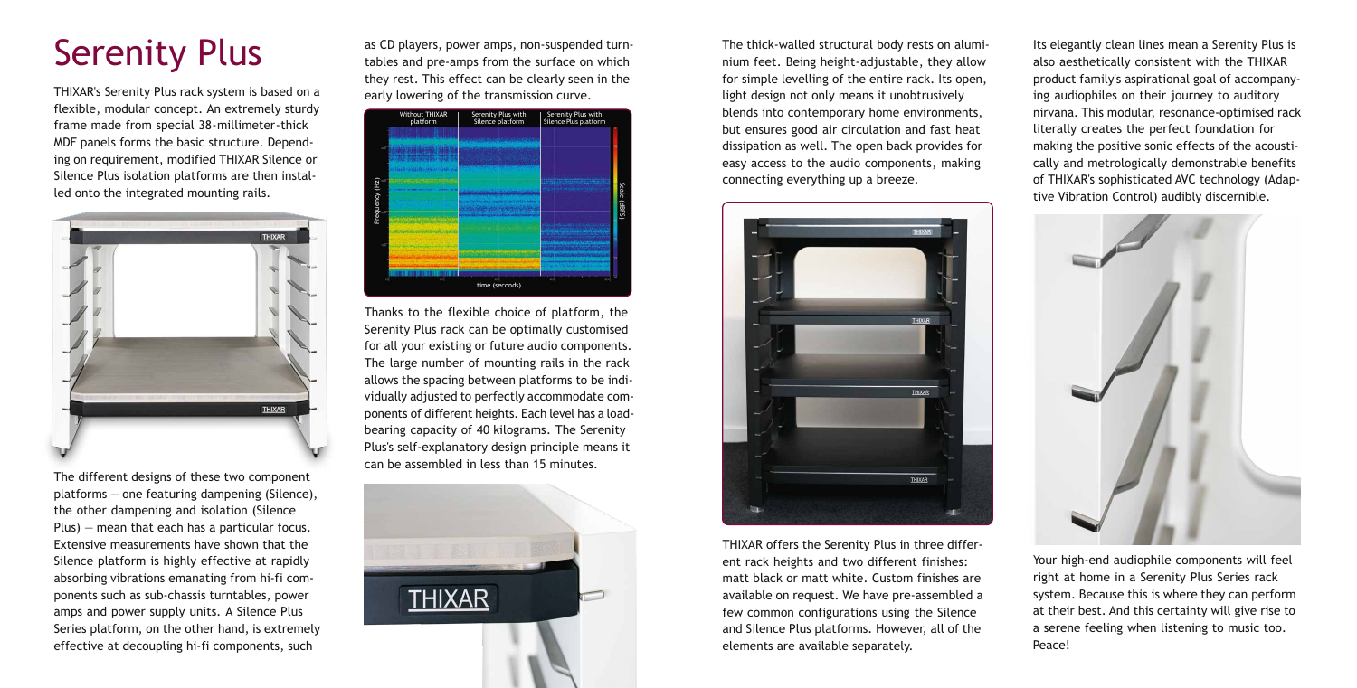# Serenity Plus

THIXAR's Serenity Plus rack system is based on a flexible, modular concept. An extremely sturdy frame made from special 38-millimeter-thick MDF panels forms the basic structure. Depending on requirement, modified THIXAR Silence or Silence Plus isolation platforms are then installed onto the integrated mounting rails.

The different designs of these two component platforms — one featuring dampening (Silence), the other dampening and isolation (Silence Plus) — mean that each has a particular focus. Extensive measurements have shown that the Silence platform is highly effective at rapidly absorbing vibrations emanating from hi-fi components such as sub-chassis turntables, power amps and power supply units. A Silence Plus Series platform, on the other hand, is extremely effective at decoupling hi-fi components, such as CD players, power amps, non-suspended turntables and pre-amps from the surface on which they rest. This effect can be clearly seen in the early lowering of the transmission curve.

Without THIXAR platform
Serenity Plus with Silence platform
Serenity Plus with Silence Plus platform
Frequency (Hz)
time (seconds)
Scale (dBFS)

Thanks to the flexible choice of platform, the Serenity Plus rack can be optimally customised for all your existing or future audio components. The large number of mounting rails in the rack allows the spacing between platforms to be individually adjusted to perfectly accommodate components of different heights. Each level has a load-bearing capacity of 40 kilograms. The Serenity Plus's self-explanatory design principle means it can be assembled in less than 15 minutes.

The thick-walled structural body rests on aluminium feet. Being height-adjustable, they allow for simple levelling of the entire rack. Its open, light design not only means it unobtrusively blends into contemporary home environments, but ensures good air circulation and fast heat dissipation as well. The open back provides for easy access to the audio components, making connecting everything up a breeze.

THIXAR offers the Serenity Plus in three different rack heights and two different finishes: matt black or matt white. Custom finishes are available on request. We have pre-assembled a few common configurations using the Silence and Silence Plus platforms. However, all of the elements are available separately.

Its elegantly clean lines mean a Serenity Plus is also aesthetically consistent with the THIXAR product family's aspirational goal of accompanying audiophiles on their journey to auditory nirvana. This modular, resonance-optimised rack literally creates the perfect foundation for making the positive sonic effects of the acoustically and metrologically demonstrable benefits of THIXAR's sophisticated AVC technology (Adaptive Vibration Control) audibly discernible.

Your high-end audiophile components will feel right at home in a Serenity Plus Series rack system. Because this is where they can perform at their best. And this certainty will give rise to a serene feeling when listening to music too. Peace!